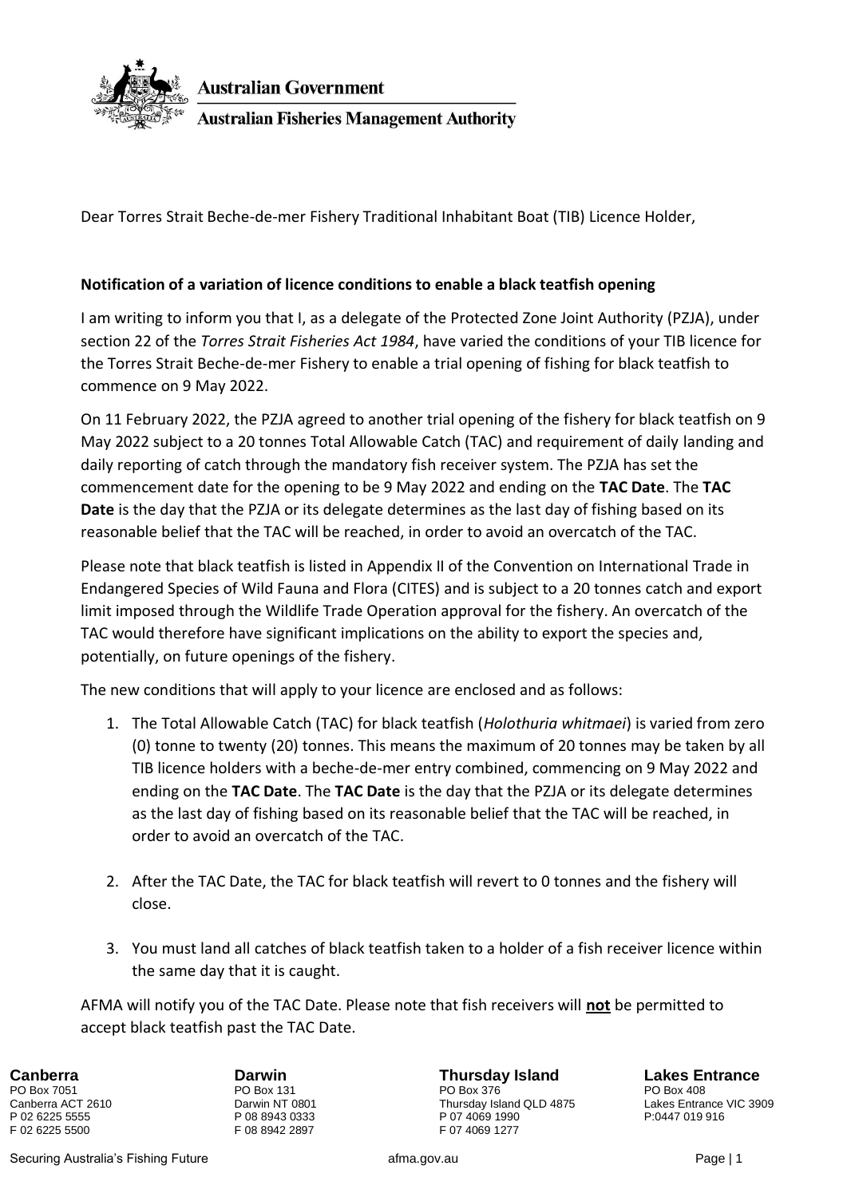Australian Government

Australian Fisheries Management Authority

Dear Torres Strait Beche-de-mer Fishery Traditional Inhabitant Boat (TIB) Licence Holder,

**Notification of a variation of licence conditions to enable a black teatfish opening**

I am writing to inform you that I, as a delegate of the Protected Zone Joint Authority (PZJA), under section 22 of the *Torres Strait Fisheries Act 1984*, have varied the conditions of your TIB licence for the Torres Strait Beche-de-mer Fishery to enable a trial opening of fishing for black teatfish to commence on 9 May 2022.

On 11 February 2022, the PZJA agreed to another trial opening of the fishery for black teatfish on 9 May 2022 subject to a 20 tonnes Total Allowable Catch (TAC) and requirement of daily landing and daily reporting of catch through the mandatory fish receiver system. The PZJA has set the commencement date for the opening to be 9 May 2022 and ending on the **TAC Date**. The **TAC Date** is the day that the PZJA or its delegate determines as the last day of fishing based on its reasonable belief that the TAC will be reached, in order to avoid an overcatch of the TAC.

Please note that black teatfish is listed in Appendix II of the Convention on International Trade in Endangered Species of Wild Fauna and Flora (CITES) and is subject to a 20 tonnes catch and export limit imposed through the Wildlife Trade Operation approval for the fishery. An overcatch of the TAC would therefore have significant implications on the ability to export the species and, potentially, on future openings of the fishery.

The new conditions that will apply to your licence are enclosed and as follows:

1. The Total Allowable Catch (TAC) for black teatfish (*Holothuria whitmaei*) is varied from zero (0) tonne to twenty (20) tonnes. This means the maximum of 20 tonnes may be taken by all TIB licence holders with a beche-de-mer entry combined, commencing on 9 May 2022 and ending on the **TAC Date**. The **TAC Date** is the day that the PZJA or its delegate determines as the last day of fishing based on its reasonable belief that the TAC will be reached, in order to avoid an overcatch of the TAC.

2. After the TAC Date, the TAC for black teatfish will revert to 0 tonnes and the fishery will close.

3. You must land all catches of black teatfish taken to a holder of a fish receiver licence within the same day that it is caught.

AFMA will notify you of the TAC Date. Please note that fish receivers will **not** be permitted to accept black teatfish past the TAC Date.

**Canberra**
PO Box 7051
Canberra ACT 2610
P 02 6225 5555
F 02 6225 5500

**Darwin**
PO Box 131
Darwin NT 0801
P 08 8943 0333
F 08 8942 2897

**Thursday Island**
PO Box 376
Thursday Island QLD 4875
P 07 4069 1990
F 07 4069 1277

**Lakes Entrance**
PO Box 408
Lakes Entrance VIC 3909
P:0447 019 916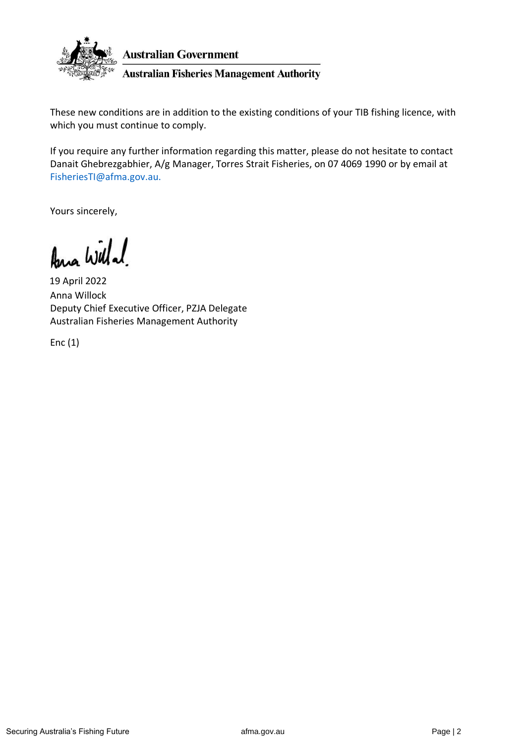These new conditions are in addition to the existing conditions of your TIB fishing licence, with which you must continue to comply.

If you require any further information regarding this matter, please do not hesitate to contact Danait Ghebrezgabhier, A/g Manager, Torres Strait Fisheries, on 07 4069 1990 or by email at FisheriesTI@afma.gov.au.

Yours sincerely,

19 April 2022
Anna Willock
Deputy Chief Executive Officer, PZJA Delegate
Australian Fisheries Management Authority

Enc (1)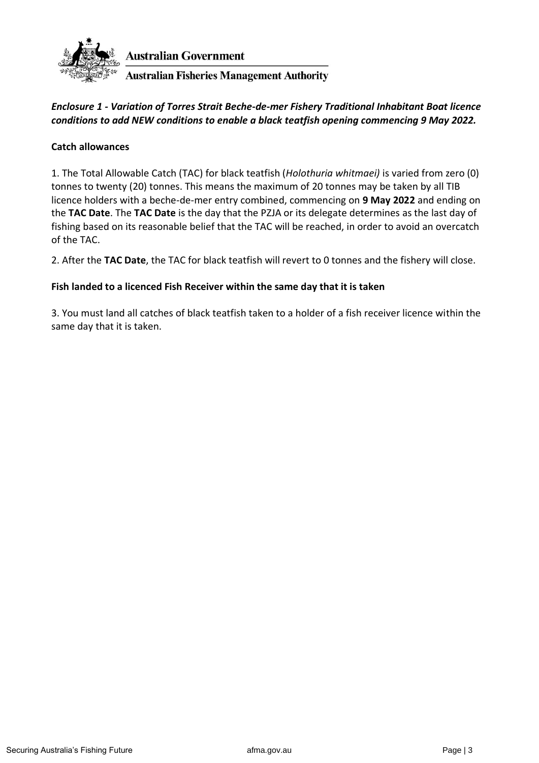Australian Government

Australian Fisheries Management Authority

***Enclosure 1 - Variation of Torres Strait Beche-de-mer Fishery Traditional Inhabitant Boat licence conditions to add NEW conditions to enable a black teatfish opening commencing 9 May 2022.***

**Catch allowances**

1. The Total Allowable Catch (TAC) for black teatfish (*Holothuria whitmaei)* is varied from zero (0) tonnes to twenty (20) tonnes. This means the maximum of 20 tonnes may be taken by all TIB licence holders with a beche-de-mer entry combined, commencing on **9 May 2022** and ending on the **TAC Date**. The **TAC Date** is the day that the PZJA or its delegate determines as the last day of fishing based on its reasonable belief that the TAC will be reached, in order to avoid an overcatch of the TAC.

2. After the **TAC Date**, the TAC for black teatfish will revert to 0 tonnes and the fishery will close.

**Fish landed to a licenced Fish Receiver within the same day that it is taken**

3. You must land all catches of black teatfish taken to a holder of a fish receiver licence within the same day that it is taken.